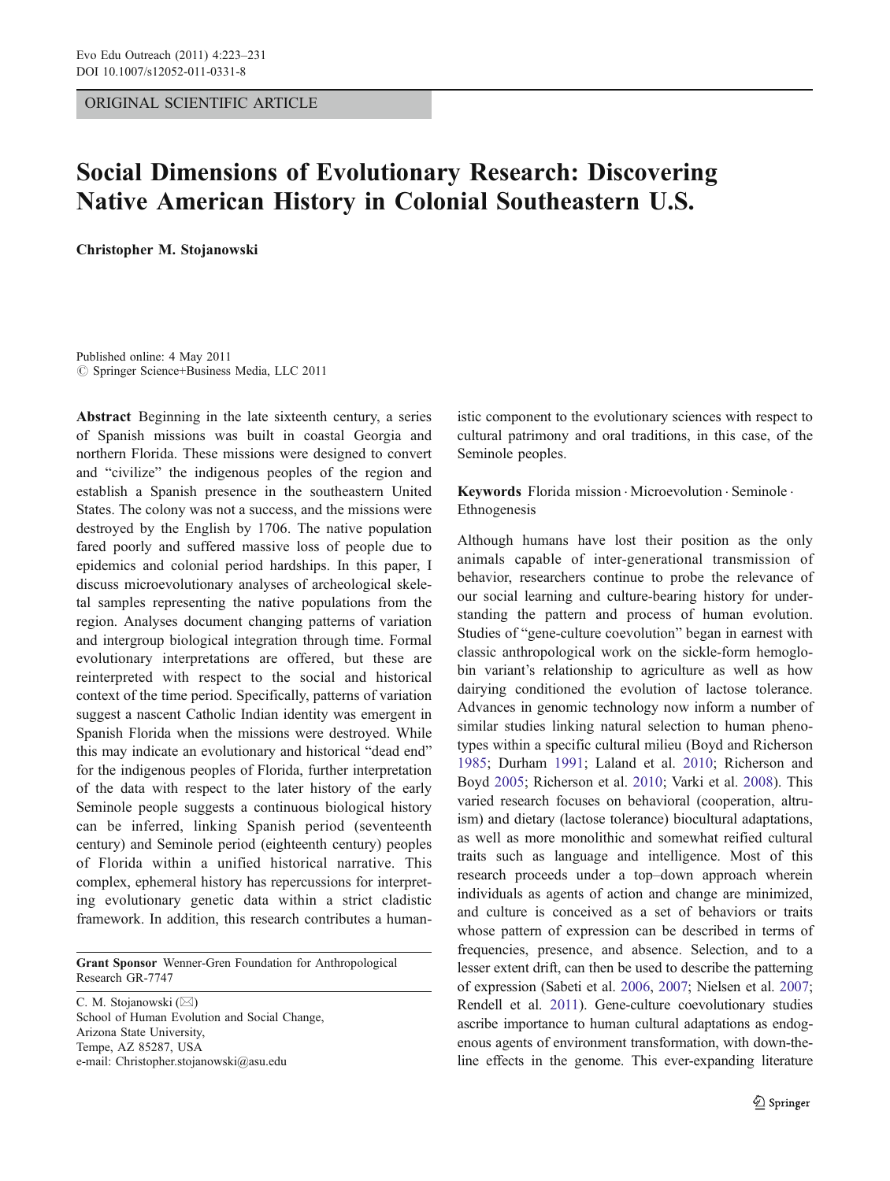ORIGINAL SCIENTIFIC ARTICLE

# Social Dimensions of Evolutionary Research: Discovering Native American History in Colonial Southeastern U.S.

**Christopher M. Stojanowski**

Published online: 4 May 2011
© Springer Science+Business Media, LLC 2011

**Abstract** Beginning in the late sixteenth century, a series of Spanish missions was built in coastal Georgia and northern Florida. These missions were designed to convert and "civilize" the indigenous peoples of the region and establish a Spanish presence in the southeastern United States. The colony was not a success, and the missions were destroyed by the English by 1706. The native population fared poorly and suffered massive loss of people due to epidemics and colonial period hardships. In this paper, I discuss microevolutionary analyses of archeological skeletal samples representing the native populations from the region. Analyses document changing patterns of variation and intergroup biological integration through time. Formal evolutionary interpretations are offered, but these are reinterpreted with respect to the social and historical context of the time period. Specifically, patterns of variation suggest a nascent Catholic Indian identity was emergent in Spanish Florida when the missions were destroyed. While this may indicate an evolutionary and historical "dead end" for the indigenous peoples of Florida, further interpretation of the data with respect to the later history of the early Seminole people suggests a continuous biological history can be inferred, linking Spanish period (seventeenth century) and Seminole period (eighteenth century) peoples of Florida within a unified historical narrative. This complex, ephemeral history has repercussions for interpreting evolutionary genetic data within a strict cladistic framework. In addition, this research contributes a humanistic component to the evolutionary sciences with respect to cultural patrimony and oral traditions, in this case, of the Seminole peoples.

**Keywords** Florida mission · Microevolution · Seminole · Ethnogenesis

**Grant Sponsor** Wenner-Gren Foundation for Anthropological Research GR-7747

C. M. Stojanowski (✉)
School of Human Evolution and Social Change,
Arizona State University,
Tempe, AZ 85287, USA
e-mail: Christopher.stojanowski@asu.edu

Although humans have lost their position as the only animals capable of inter-generational transmission of behavior, researchers continue to probe the relevance of our social learning and culture-bearing history for understanding the pattern and process of human evolution. Studies of "gene-culture coevolution" began in earnest with classic anthropological work on the sickle-form hemoglobin variant's relationship to agriculture as well as how dairying conditioned the evolution of lactose tolerance. Advances in genomic technology now inform a number of similar studies linking natural selection to human phenotypes within a specific cultural milieu (Boyd and Richerson 1985; Durham 1991; Laland et al. 2010; Richerson and Boyd 2005; Richerson et al. 2010; Varki et al. 2008). This varied research focuses on behavioral (cooperation, altruism) and dietary (lactose tolerance) biocultural adaptations, as well as more monolithic and somewhat reified cultural traits such as language and intelligence. Most of this research proceeds under a top–down approach wherein individuals as agents of action and change are minimized, and culture is conceived as a set of behaviors or traits whose pattern of expression can be described in terms of frequencies, presence, and absence. Selection, and to a lesser extent drift, can then be used to describe the patterning of expression (Sabeti et al. 2006, 2007; Nielsen et al. 2007; Rendell et al. 2011). Gene-culture coevolutionary studies ascribe importance to human cultural adaptations as endogenous agents of environment transformation, with down-the-line effects in the genome. This ever-expanding literature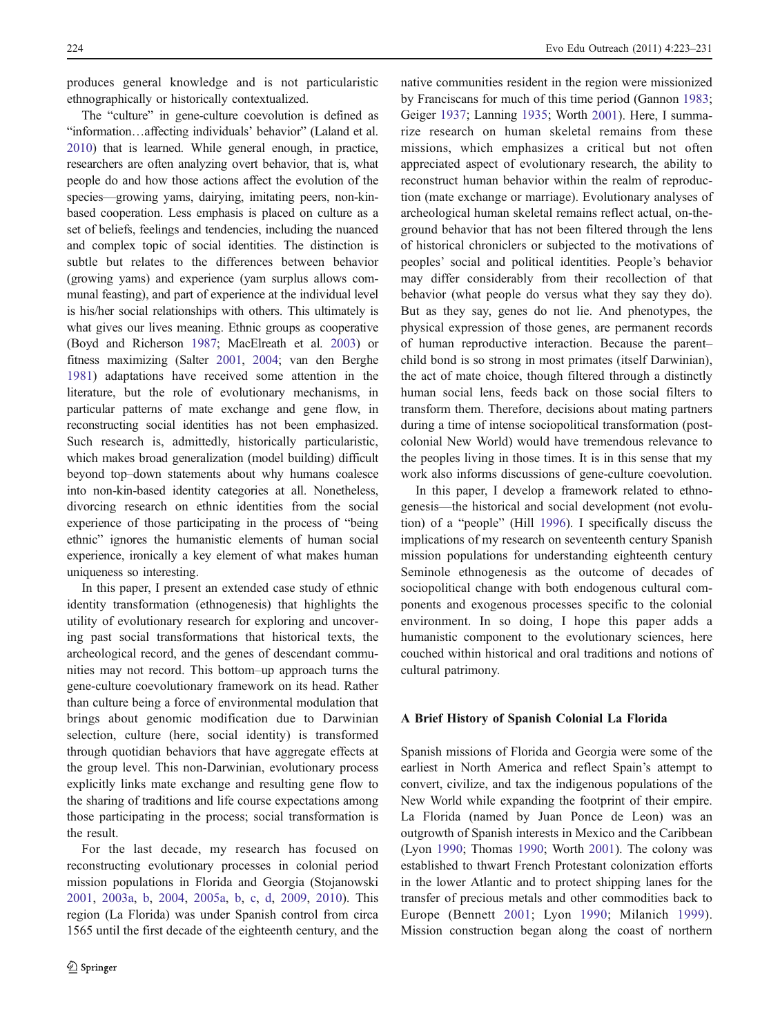produces general knowledge and is not particularistic ethnographically or historically contextualized.

The "culture" in gene-culture coevolution is defined as "information…affecting individuals' behavior" (Laland et al. 2010) that is learned. While general enough, in practice, researchers are often analyzing overt behavior, that is, what people do and how those actions affect the evolution of the species—growing yams, dairying, imitating peers, non-kin-based cooperation. Less emphasis is placed on culture as a set of beliefs, feelings and tendencies, including the nuanced and complex topic of social identities. The distinction is subtle but relates to the differences between behavior (growing yams) and experience (yam surplus allows communal feasting), and part of experience at the individual level is his/her social relationships with others. This ultimately is what gives our lives meaning. Ethnic groups as cooperative (Boyd and Richerson 1987; MacElreath et al. 2003) or fitness maximizing (Salter 2001, 2004; van den Berghe 1981) adaptations have received some attention in the literature, but the role of evolutionary mechanisms, in particular patterns of mate exchange and gene flow, in reconstructing social identities has not been emphasized. Such research is, admittedly, historically particularistic, which makes broad generalization (model building) difficult beyond top–down statements about why humans coalesce into non-kin-based identity categories at all. Nonetheless, divorcing research on ethnic identities from the social experience of those participating in the process of "being ethnic" ignores the humanistic elements of human social experience, ironically a key element of what makes human uniqueness so interesting.

In this paper, I present an extended case study of ethnic identity transformation (ethnogenesis) that highlights the utility of evolutionary research for exploring and uncovering past social transformations that historical texts, the archeological record, and the genes of descendant communities may not record. This bottom–up approach turns the gene-culture coevolutionary framework on its head. Rather than culture being a force of environmental modulation that brings about genomic modification due to Darwinian selection, culture (here, social identity) is transformed through quotidian behaviors that have aggregate effects at the group level. This non-Darwinian, evolutionary process explicitly links mate exchange and resulting gene flow to the sharing of traditions and life course expectations among those participating in the process; social transformation is the result.

For the last decade, my research has focused on reconstructing evolutionary processes in colonial period mission populations in Florida and Georgia (Stojanowski 2001, 2003a, b, 2004, 2005a, b, c, d, 2009, 2010). This region (La Florida) was under Spanish control from circa 1565 until the first decade of the eighteenth century, and the native communities resident in the region were missionized by Franciscans for much of this time period (Gannon 1983; Geiger 1937; Lanning 1935; Worth 2001). Here, I summarize research on human skeletal remains from these missions, which emphasizes a critical but not often appreciated aspect of evolutionary research, the ability to reconstruct human behavior within the realm of reproduction (mate exchange or marriage). Evolutionary analyses of archeological human skeletal remains reflect actual, on-the-ground behavior that has not been filtered through the lens of historical chroniclers or subjected to the motivations of peoples' social and political identities. People's behavior may differ considerably from their recollection of that behavior (what people do versus what they say they do). But as they say, genes do not lie. And phenotypes, the physical expression of those genes, are permanent records of human reproductive interaction. Because the parent–child bond is so strong in most primates (itself Darwinian), the act of mate choice, though filtered through a distinctly human social lens, feeds back on those social filters to transform them. Therefore, decisions about mating partners during a time of intense sociopolitical transformation (post-colonial New World) would have tremendous relevance to the peoples living in those times. It is in this sense that my work also informs discussions of gene-culture coevolution.

In this paper, I develop a framework related to ethnogenesis—the historical and social development (not evolution) of a "people" (Hill 1996). I specifically discuss the implications of my research on seventeenth century Spanish mission populations for understanding eighteenth century Seminole ethnogenesis as the outcome of decades of sociopolitical change with both endogenous cultural components and exogenous processes specific to the colonial environment. In so doing, I hope this paper adds a humanistic component to the evolutionary sciences, here couched within historical and oral traditions and notions of cultural patrimony.

## A Brief History of Spanish Colonial La Florida

Spanish missions of Florida and Georgia were some of the earliest in North America and reflect Spain's attempt to convert, civilize, and tax the indigenous populations of the New World while expanding the footprint of their empire. La Florida (named by Juan Ponce de Leon) was an outgrowth of Spanish interests in Mexico and the Caribbean (Lyon 1990; Thomas 1990; Worth 2001). The colony was established to thwart French Protestant colonization efforts in the lower Atlantic and to protect shipping lanes for the transfer of precious metals and other commodities back to Europe (Bennett 2001; Lyon 1990; Milanich 1999). Mission construction began along the coast of northern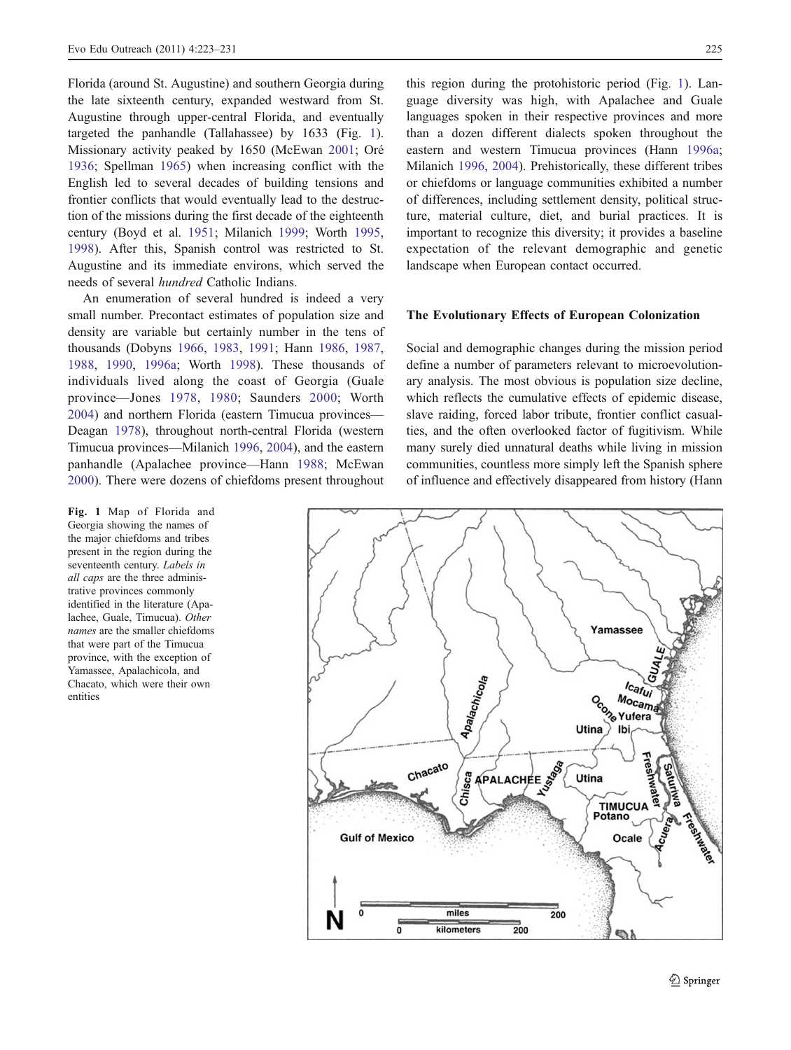Florida (around St. Augustine) and southern Georgia during the late sixteenth century, expanded westward from St. Augustine through upper-central Florida, and eventually targeted the panhandle (Tallahassee) by 1633 (Fig. 1). Missionary activity peaked by 1650 (McEwan 2001; Oré 1936; Spellman 1965) when increasing conflict with the English led to several decades of building tensions and frontier conflicts that would eventually lead to the destruction of the missions during the first decade of the eighteenth century (Boyd et al. 1951; Milanich 1999; Worth 1995, 1998). After this, Spanish control was restricted to St. Augustine and its immediate environs, which served the needs of several *hundred* Catholic Indians.

An enumeration of several hundred is indeed a very small number. Precontact estimates of population size and density are variable but certainly number in the tens of thousands (Dobyns 1966, 1983, 1991; Hann 1986, 1987, 1988, 1990, 1996a; Worth 1998). These thousands of individuals lived along the coast of Georgia (Guale province—Jones 1978, 1980; Saunders 2000; Worth 2004) and northern Florida (eastern Timucua provinces—Deagan 1978), throughout north-central Florida (western Timucua provinces—Milanich 1996, 2004), and the eastern panhandle (Apalachee province—Hann 1988; McEwan 2000). There were dozens of chiefdoms present throughout this region during the protohistoric period (Fig. 1). Language diversity was high, with Apalachee and Guale languages spoken in their respective provinces and more than a dozen different dialects spoken throughout the eastern and western Timucua provinces (Hann 1996a; Milanich 1996, 2004). Prehistorically, these different tribes or chiefdoms or language communities exhibited a number of differences, including settlement density, political structure, material culture, diet, and burial practices. It is important to recognize this diversity; it provides a baseline expectation of the relevant demographic and genetic landscape when European contact occurred.

## The Evolutionary Effects of European Colonization

Social and demographic changes during the mission period define a number of parameters relevant to microevolutionary analysis. The most obvious is population size decline, which reflects the cumulative effects of epidemic disease, slave raiding, forced labor tribute, frontier conflict casualties, and the often overlooked factor of fugitivism. While many surely died unnatural deaths while living in mission communities, countless more simply left the Spanish sphere of influence and effectively disappeared from history (Hann

**Fig. 1** Map of Florida and Georgia showing the names of the major chiefdoms and tribes present in the region during the seventeenth century. *Labels in all caps* are the three administrative provinces commonly identified in the literature (Apalachee, Guale, Timucua). *Other names* are the smaller chiefdoms that were part of the Timucua province, with the exception of Yamassee, Apalachicola, and Chacato, which were their own entities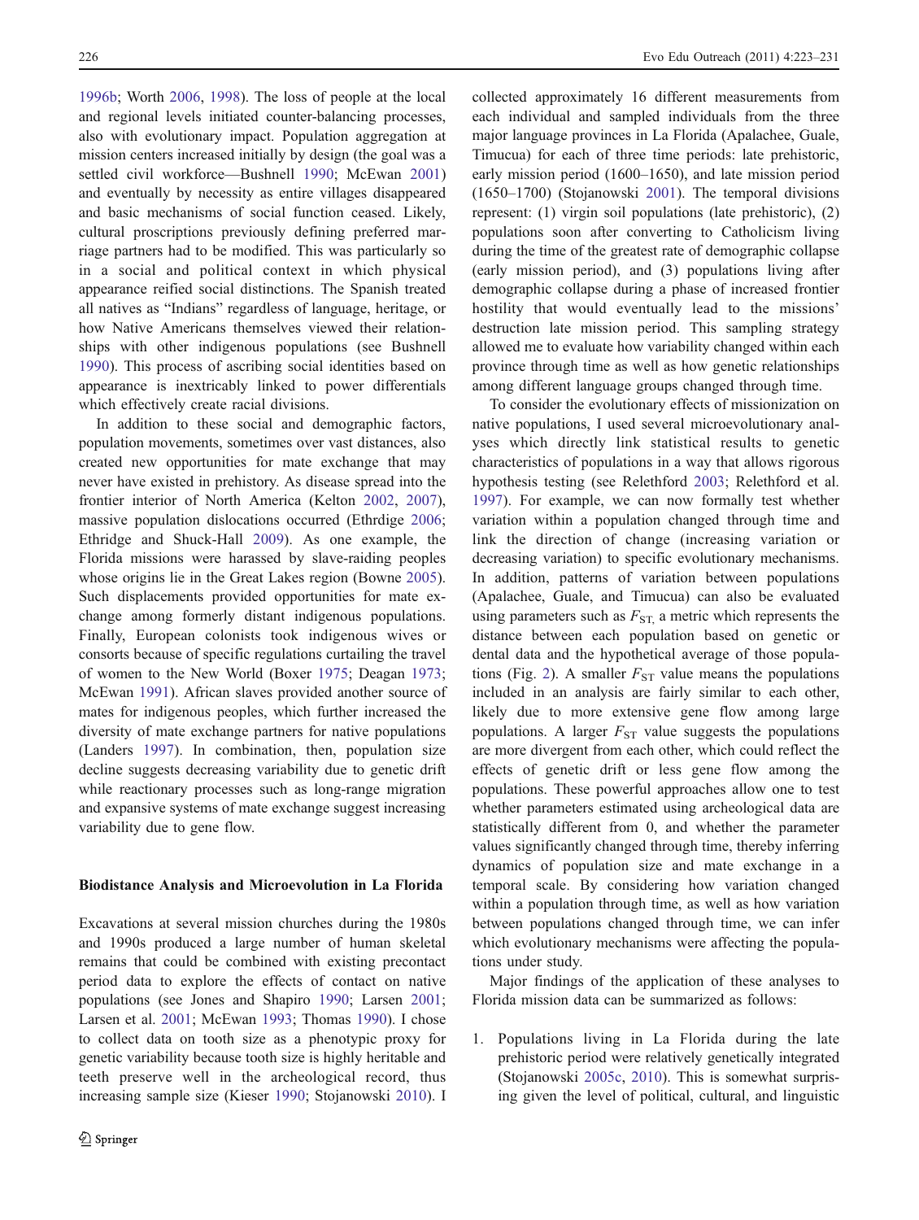1996b; Worth 2006, 1998). The loss of people at the local and regional levels initiated counter-balancing processes, also with evolutionary impact. Population aggregation at mission centers increased initially by design (the goal was a settled civil workforce—Bushnell 1990; McEwan 2001) and eventually by necessity as entire villages disappeared and basic mechanisms of social function ceased. Likely, cultural proscriptions previously defining preferred marriage partners had to be modified. This was particularly so in a social and political context in which physical appearance reified social distinctions. The Spanish treated all natives as "Indians" regardless of language, heritage, or how Native Americans themselves viewed their relationships with other indigenous populations (see Bushnell 1990). This process of ascribing social identities based on appearance is inextricably linked to power differentials which effectively create racial divisions.

In addition to these social and demographic factors, population movements, sometimes over vast distances, also created new opportunities for mate exchange that may never have existed in prehistory. As disease spread into the frontier interior of North America (Kelton 2002, 2007), massive population dislocations occurred (Ethrdige 2006; Ethridge and Shuck-Hall 2009). As one example, the Florida missions were harassed by slave-raiding peoples whose origins lie in the Great Lakes region (Bowne 2005). Such displacements provided opportunities for mate exchange among formerly distant indigenous populations. Finally, European colonists took indigenous wives or consorts because of specific regulations curtailing the travel of women to the New World (Boxer 1975; Deagan 1973; McEwan 1991). African slaves provided another source of mates for indigenous peoples, which further increased the diversity of mate exchange partners for native populations (Landers 1997). In combination, then, population size decline suggests decreasing variability due to genetic drift while reactionary processes such as long-range migration and expansive systems of mate exchange suggest increasing variability due to gene flow.

## Biodistance Analysis and Microevolution in La Florida

Excavations at several mission churches during the 1980s and 1990s produced a large number of human skeletal remains that could be combined with existing precontact period data to explore the effects of contact on native populations (see Jones and Shapiro 1990; Larsen 2001; Larsen et al. 2001; McEwan 1993; Thomas 1990). I chose to collect data on tooth size as a phenotypic proxy for genetic variability because tooth size is highly heritable and teeth preserve well in the archeological record, thus increasing sample size (Kieser 1990; Stojanowski 2010). I collected approximately 16 different measurements from each individual and sampled individuals from the three major language provinces in La Florida (Apalachee, Guale, Timucua) for each of three time periods: late prehistoric, early mission period (1600–1650), and late mission period (1650–1700) (Stojanowski 2001). The temporal divisions represent: (1) virgin soil populations (late prehistoric), (2) populations soon after converting to Catholicism living during the time of the greatest rate of demographic collapse (early mission period), and (3) populations living after demographic collapse during a phase of increased frontier hostility that would eventually lead to the missions' destruction late mission period. This sampling strategy allowed me to evaluate how variability changed within each province through time as well as how genetic relationships among different language groups changed through time.

To consider the evolutionary effects of missionization on native populations, I used several microevolutionary analyses which directly link statistical results to genetic characteristics of populations in a way that allows rigorous hypothesis testing (see Relethford 2003; Relethford et al. 1997). For example, we can now formally test whether variation within a population changed through time and link the direction of change (increasing variation or decreasing variation) to specific evolutionary mechanisms. In addition, patterns of variation between populations (Apalachee, Guale, and Timucua) can also be evaluated using parameters such as $F_{ST,}$ a metric which represents the distance between each population based on genetic or dental data and the hypothetical average of those populations (Fig. 2). A smaller $F_{ST}$ value means the populations included in an analysis are fairly similar to each other, likely due to more extensive gene flow among large populations. A larger $F_{ST}$ value suggests the populations are more divergent from each other, which could reflect the effects of genetic drift or less gene flow among the populations. These powerful approaches allow one to test whether parameters estimated using archeological data are statistically different from 0, and whether the parameter values significantly changed through time, thereby inferring dynamics of population size and mate exchange in a temporal scale. By considering how variation changed within a population through time, as well as how variation between populations changed through time, we can infer which evolutionary mechanisms were affecting the populations under study.

Major findings of the application of these analyses to Florida mission data can be summarized as follows:

1. Populations living in La Florida during the late prehistoric period were relatively genetically integrated (Stojanowski 2005c, 2010). This is somewhat surprising given the level of political, cultural, and linguistic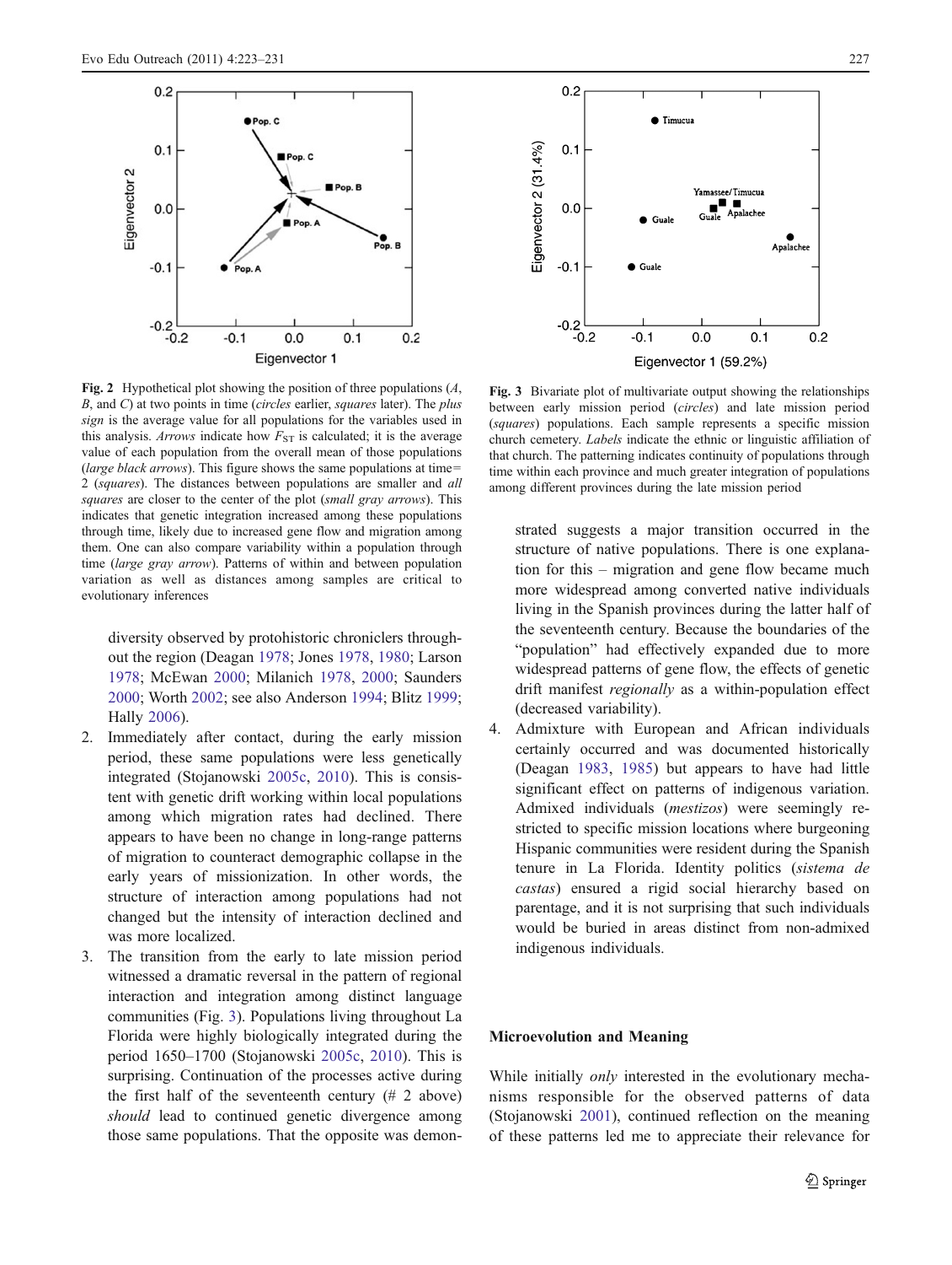Fig. 2 Hypothetical plot showing the position of three populations (*A*, *B*, and *C*) at two points in time (*circles* earlier, *squares* later). The *plus sign* is the average value for all populations for the variables used in this analysis. *Arrows* indicate how $F_{ST}$ is calculated; it is the average value of each population from the overall mean of those populations (*large black arrows*). This figure shows the same populations at time=2 (*squares*). The distances between populations are smaller and *all squares* are closer to the center of the plot (*small gray arrows*). This indicates that genetic integration increased among these populations through time, likely due to increased gene flow and migration among them. One can also compare variability within a population through time (*large gray arrow*). Patterns of within and between population variation as well as distances among samples are critical to evolutionary inferences

Fig. 3 Bivariate plot of multivariate output showing the relationships between early mission period (*circles*) and late mission period (*squares*) populations. Each sample represents a specific mission church cemetery. *Labels* indicate the ethnic or linguistic affiliation of that church. The patterning indicates continuity of populations through time within each province and much greater integration of populations among different provinces during the late mission period

diversity observed by protohistoric chroniclers throughout the region (Deagan 1978; Jones 1978, 1980; Larson 1978; McEwan 2000; Milanich 1978, 2000; Saunders 2000; Worth 2002; see also Anderson 1994; Blitz 1999; Hally 2006).

2. Immediately after contact, during the early mission period, these same populations were less genetically integrated (Stojanowski 2005c, 2010). This is consistent with genetic drift working within local populations among which migration rates had declined. There appears to have been no change in long-range patterns of migration to counteract demographic collapse in the early years of missionization. In other words, the structure of interaction among populations had not changed but the intensity of interaction declined and was more localized.
3. The transition from the early to late mission period witnessed a dramatic reversal in the pattern of regional interaction and integration among distinct language communities (Fig. 3). Populations living throughout La Florida were highly biologically integrated during the period 1650–1700 (Stojanowski 2005c, 2010). This is surprising. Continuation of the processes active during the first half of the seventeenth century (# 2 above) *should* lead to continued genetic divergence among those same populations. That the opposite was demonstrated suggests a major transition occurred in the structure of native populations. There is one explanation for this – migration and gene flow became much more widespread among converted native individuals living in the Spanish provinces during the latter half of the seventeenth century. Because the boundaries of the "population" had effectively expanded due to more widespread patterns of gene flow, the effects of genetic drift manifest *regionally* as a within-population effect (decreased variability).
4. Admixture with European and African individuals certainly occurred and was documented historically (Deagan 1983, 1985) but appears to have had little significant effect on patterns of indigenous variation. Admixed individuals (*mestizos*) were seemingly restricted to specific mission locations where burgeoning Hispanic communities were resident during the Spanish tenure in La Florida. Identity politics (*sistema de castas*) ensured a rigid social hierarchy based on parentage, and it is not surprising that such individuals would be buried in areas distinct from non-admixed indigenous individuals.

## Microevolution and Meaning

While initially *only* interested in the evolutionary mechanisms responsible for the observed patterns of data (Stojanowski 2001), continued reflection on the meaning of these patterns led me to appreciate their relevance for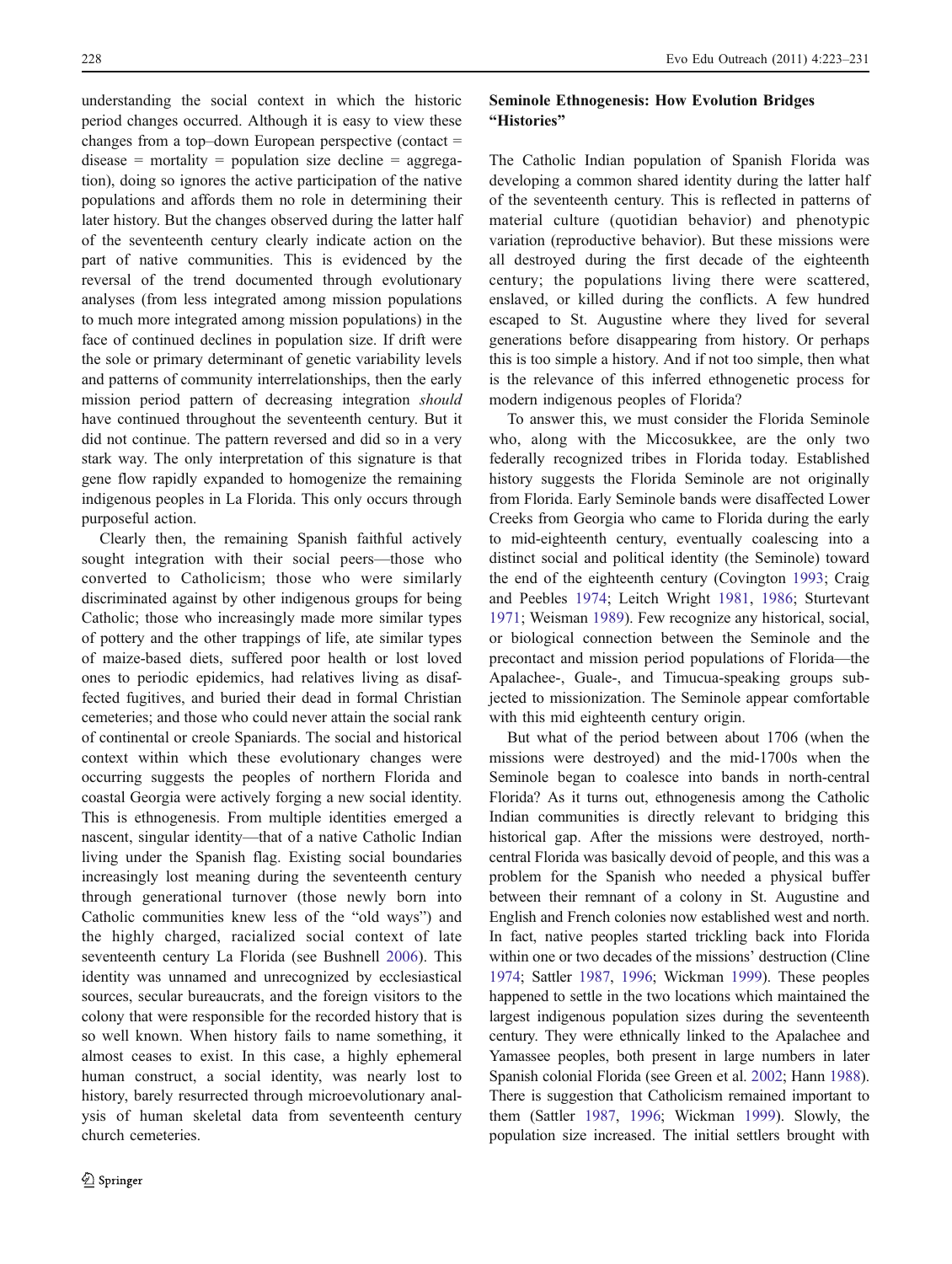understanding the social context in which the historic period changes occurred. Although it is easy to view these changes from a top–down European perspective (contact = disease = mortality = population size decline = aggregation), doing so ignores the active participation of the native populations and affords them no role in determining their later history. But the changes observed during the latter half of the seventeenth century clearly indicate action on the part of native communities. This is evidenced by the reversal of the trend documented through evolutionary analyses (from less integrated among mission populations to much more integrated among mission populations) in the face of continued declines in population size. If drift were the sole or primary determinant of genetic variability levels and patterns of community interrelationships, then the early mission period pattern of decreasing integration *should* have continued throughout the seventeenth century. But it did not continue. The pattern reversed and did so in a very stark way. The only interpretation of this signature is that gene flow rapidly expanded to homogenize the remaining indigenous peoples in La Florida. This only occurs through purposeful action.

Clearly then, the remaining Spanish faithful actively sought integration with their social peers—those who converted to Catholicism; those who were similarly discriminated against by other indigenous groups for being Catholic; those who increasingly made more similar types of pottery and the other trappings of life, ate similar types of maize-based diets, suffered poor health or lost loved ones to periodic epidemics, had relatives living as disaffected fugitives, and buried their dead in formal Christian cemeteries; and those who could never attain the social rank of continental or creole Spaniards. The social and historical context within which these evolutionary changes were occurring suggests the peoples of northern Florida and coastal Georgia were actively forging a new social identity. This is ethnogenesis. From multiple identities emerged a nascent, singular identity—that of a native Catholic Indian living under the Spanish flag. Existing social boundaries increasingly lost meaning during the seventeenth century through generational turnover (those newly born into Catholic communities knew less of the "old ways") and the highly charged, racialized social context of late seventeenth century La Florida (see Bushnell 2006). This identity was unnamed and unrecognized by ecclesiastical sources, secular bureaucrats, and the foreign visitors to the colony that were responsible for the recorded history that is so well known. When history fails to name something, it almost ceases to exist. In this case, a highly ephemeral human construct, a social identity, was nearly lost to history, barely resurrected through microevolutionary analysis of human skeletal data from seventeenth century church cemeteries.

## Seminole Ethnogenesis: How Evolution Bridges "Histories"

The Catholic Indian population of Spanish Florida was developing a common shared identity during the latter half of the seventeenth century. This is reflected in patterns of material culture (quotidian behavior) and phenotypic variation (reproductive behavior). But these missions were all destroyed during the first decade of the eighteenth century; the populations living there were scattered, enslaved, or killed during the conflicts. A few hundred escaped to St. Augustine where they lived for several generations before disappearing from history. Or perhaps this is too simple a history. And if not too simple, then what is the relevance of this inferred ethnogenetic process for modern indigenous peoples of Florida?

To answer this, we must consider the Florida Seminole who, along with the Miccosukkee, are the only two federally recognized tribes in Florida today. Established history suggests the Florida Seminole are not originally from Florida. Early Seminole bands were disaffected Lower Creeks from Georgia who came to Florida during the early to mid-eighteenth century, eventually coalescing into a distinct social and political identity (the Seminole) toward the end of the eighteenth century (Covington 1993; Craig and Peebles 1974; Leitch Wright 1981, 1986; Sturtevant 1971; Weisman 1989). Few recognize any historical, social, or biological connection between the Seminole and the precontact and mission period populations of Florida—the Apalachee-, Guale-, and Timucua-speaking groups subjected to missionization. The Seminole appear comfortable with this mid eighteenth century origin.

But what of the period between about 1706 (when the missions were destroyed) and the mid-1700s when the Seminole began to coalesce into bands in north-central Florida? As it turns out, ethnogenesis among the Catholic Indian communities is directly relevant to bridging this historical gap. After the missions were destroyed, north-central Florida was basically devoid of people, and this was a problem for the Spanish who needed a physical buffer between their remnant of a colony in St. Augustine and English and French colonies now established west and north. In fact, native peoples started trickling back into Florida within one or two decades of the missions' destruction (Cline 1974; Sattler 1987, 1996; Wickman 1999). These peoples happened to settle in the two locations which maintained the largest indigenous population sizes during the seventeenth century. They were ethnically linked to the Apalachee and Yamassee peoples, both present in large numbers in later Spanish colonial Florida (see Green et al. 2002; Hann 1988). There is suggestion that Catholicism remained important to them (Sattler 1987, 1996; Wickman 1999). Slowly, the population size increased. The initial settlers brought with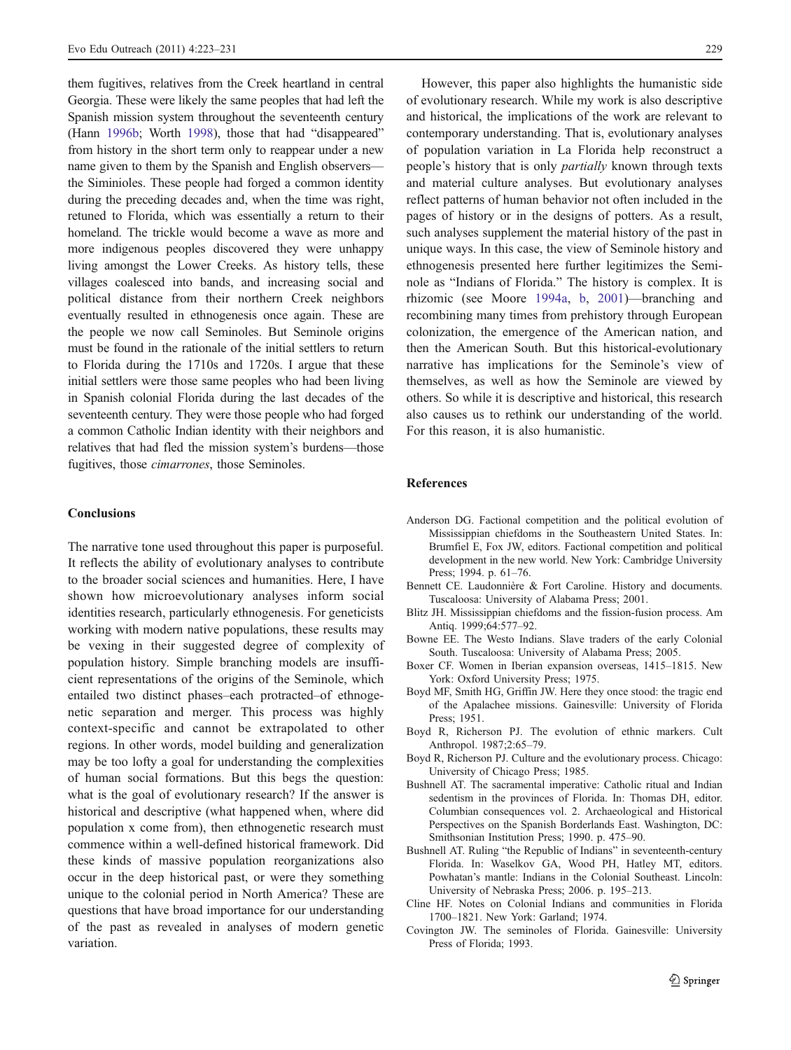them fugitives, relatives from the Creek heartland in central Georgia. These were likely the same peoples that had left the Spanish mission system throughout the seventeenth century (Hann 1996b; Worth 1998), those that had "disappeared" from history in the short term only to reappear under a new name given to them by the Spanish and English observers—the Siminioles. These people had forged a common identity during the preceding decades and, when the time was right, retuned to Florida, which was essentially a return to their homeland. The trickle would become a wave as more and more indigenous peoples discovered they were unhappy living amongst the Lower Creeks. As history tells, these villages coalesced into bands, and increasing social and political distance from their northern Creek neighbors eventually resulted in ethnogenesis once again. These are the people we now call Seminoles. But Seminole origins must be found in the rationale of the initial settlers to return to Florida during the 1710s and 1720s. I argue that these initial settlers were those same peoples who had been living in Spanish colonial Florida during the last decades of the seventeenth century. They were those people who had forged a common Catholic Indian identity with their neighbors and relatives that had fled the mission system's burdens—those fugitives, those *cimarrones*, those Seminoles.

## Conclusions

The narrative tone used throughout this paper is purposeful. It reflects the ability of evolutionary analyses to contribute to the broader social sciences and humanities. Here, I have shown how microevolutionary analyses inform social identities research, particularly ethnogenesis. For geneticists working with modern native populations, these results may be vexing in their suggested degree of complexity of population history. Simple branching models are insufficient representations of the origins of the Seminole, which entailed two distinct phases–each protracted–of ethnogenetic separation and merger. This process was highly context-specific and cannot be extrapolated to other regions. In other words, model building and generalization may be too lofty a goal for understanding the complexities of human social formations. But this begs the question: what is the goal of evolutionary research? If the answer is historical and descriptive (what happened when, where did population x come from), then ethnogenetic research must commence within a well-defined historical framework. Did these kinds of massive population reorganizations also occur in the deep historical past, or were they something unique to the colonial period in North America? These are questions that have broad importance for our understanding of the past as revealed in analyses of modern genetic variation.

However, this paper also highlights the humanistic side of evolutionary research. While my work is also descriptive and historical, the implications of the work are relevant to contemporary understanding. That is, evolutionary analyses of population variation in La Florida help reconstruct a people's history that is only *partially* known through texts and material culture analyses. But evolutionary analyses reflect patterns of human behavior not often included in the pages of history or in the designs of potters. As a result, such analyses supplement the material history of the past in unique ways. In this case, the view of Seminole history and ethnogenesis presented here further legitimizes the Seminole as "Indians of Florida." The history is complex. It is rhizomic (see Moore 1994a, b, 2001)—branching and recombining many times from prehistory through European colonization, the emergence of the American nation, and then the American South. But this historical-evolutionary narrative has implications for the Seminole's view of themselves, as well as how the Seminole are viewed by others. So while it is descriptive and historical, this research also causes us to rethink our understanding of the world. For this reason, it is also humanistic.

## References

- Anderson DG. Factional competition and the political evolution of Mississippian chiefdoms in the Southeastern United States. In: Brumfiel E, Fox JW, editors. Factional competition and political development in the new world. New York: Cambridge University Press; 1994. p. 61–76.
- Bennett CE. Laudonnière & Fort Caroline. History and documents. Tuscaloosa: University of Alabama Press; 2001.
- Blitz JH. Mississippian chiefdoms and the fission-fusion process. Am Antiq. 1999;64:577–92.
- Bowne EE. The Westo Indians. Slave traders of the early Colonial South. Tuscaloosa: University of Alabama Press; 2005.
- Boxer CF. Women in Iberian expansion overseas, 1415–1815. New York: Oxford University Press; 1975.
- Boyd MF, Smith HG, Griffin JW. Here they once stood: the tragic end of the Apalachee missions. Gainesville: University of Florida Press; 1951.
- Boyd R, Richerson PJ. The evolution of ethnic markers. Cult Anthropol. 1987;2:65–79.
- Boyd R, Richerson PJ. Culture and the evolutionary process. Chicago: University of Chicago Press; 1985.
- Bushnell AT. The sacramental imperative: Catholic ritual and Indian sedentism in the provinces of Florida. In: Thomas DH, editor. Columbian consequences vol. 2. Archaeological and Historical Perspectives on the Spanish Borderlands East. Washington, DC: Smithsonian Institution Press; 1990. p. 475–90.
- Bushnell AT. Ruling "the Republic of Indians" in seventeenth-century Florida. In: Waselkov GA, Wood PH, Hatley MT, editors. Powhatan's mantle: Indians in the Colonial Southeast. Lincoln: University of Nebraska Press; 2006. p. 195–213.
- Cline HF. Notes on Colonial Indians and communities in Florida 1700–1821. New York: Garland; 1974.
- Covington JW. The seminoles of Florida. Gainesville: University Press of Florida; 1993.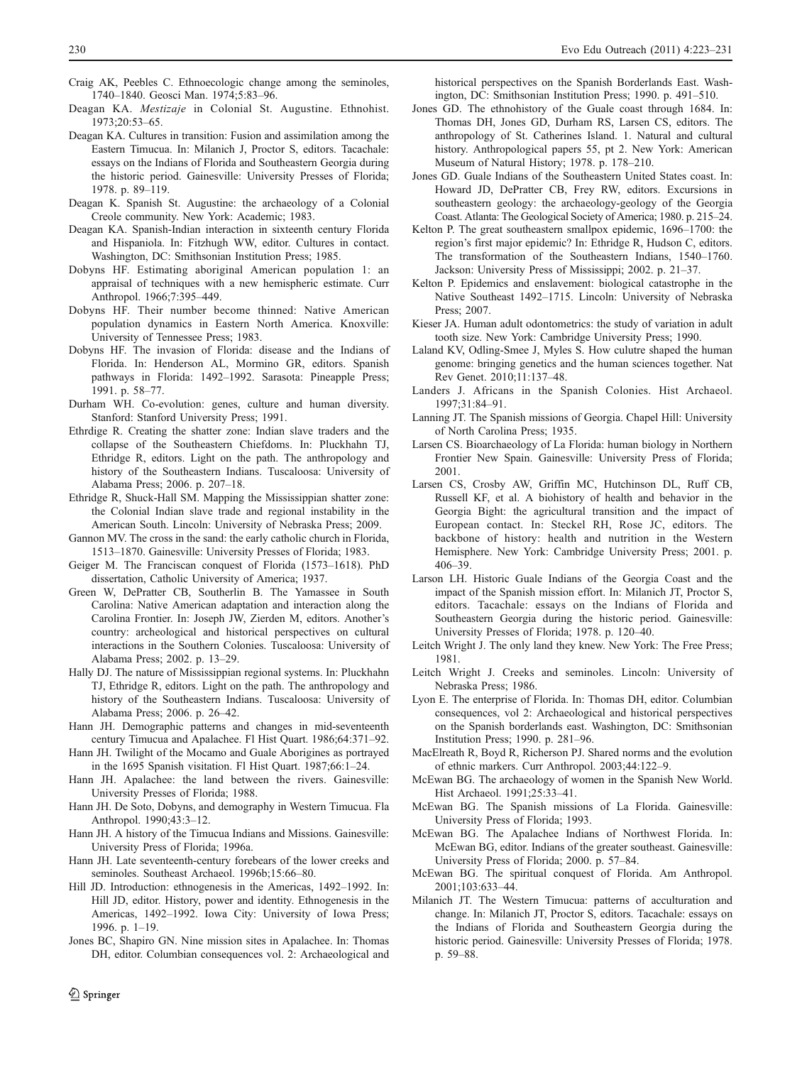Craig AK, Peebles C. Ethnoecologic change among the seminoles, 1740–1840. Geosci Man. 1974;5:83–96.

Deagan KA. *Mestizaje* in Colonial St. Augustine. Ethnohist. 1973;20:53–65.

Deagan KA. Cultures in transition: Fusion and assimilation among the Eastern Timucua. In: Milanich J, Proctor S, editors. Tacachale: essays on the Indians of Florida and Southeastern Georgia during the historic period. Gainesville: University Presses of Florida; 1978. p. 89–119.

Deagan K. Spanish St. Augustine: the archaeology of a Colonial Creole community. New York: Academic; 1983.

Deagan KA. Spanish-Indian interaction in sixteenth century Florida and Hispaniola. In: Fitzhugh WW, editor. Cultures in contact. Washington, DC: Smithsonian Institution Press; 1985.

Dobyns HF. Estimating aboriginal American population 1: an appraisal of techniques with a new hemispheric estimate. Curr Anthropol. 1966;7:395–449.

Dobyns HF. Their number become thinned: Native American population dynamics in Eastern North America. Knoxville: University of Tennessee Press; 1983.

Dobyns HF. The invasion of Florida: disease and the Indians of Florida. In: Henderson AL, Mormino GR, editors. Spanish pathways in Florida: 1492–1992. Sarasota: Pineapple Press; 1991. p. 58–77.

Durham WH. Co-evolution: genes, culture and human diversity. Stanford: Stanford University Press; 1991.

Ethrdige R. Creating the shatter zone: Indian slave traders and the collapse of the Southeastern Chiefdoms. In: Pluckhahn TJ, Ethridge R, editors. Light on the path. The anthropology and history of the Southeastern Indians. Tuscaloosa: University of Alabama Press; 2006. p. 207–18.

Ethridge R, Shuck-Hall SM. Mapping the Mississippian shatter zone: the Colonial Indian slave trade and regional instability in the American South. Lincoln: University of Nebraska Press; 2009.

Gannon MV. The cross in the sand: the early catholic church in Florida, 1513–1870. Gainesville: University Presses of Florida; 1983.

Geiger M. The Franciscan conquest of Florida (1573–1618). PhD dissertation, Catholic University of America; 1937.

Green W, DePratter CB, Southerlin B. The Yamassee in South Carolina: Native American adaptation and interaction along the Carolina Frontier. In: Joseph JW, Zierden M, editors. Another's country: archeological and historical perspectives on cultural interactions in the Southern Colonies. Tuscaloosa: University of Alabama Press; 2002. p. 13–29.

Hally DJ. The nature of Mississippian regional systems. In: Pluckhahn TJ, Ethridge R, editors. Light on the path. The anthropology and history of the Southeastern Indians. Tuscaloosa: University of Alabama Press; 2006. p. 26–42.

Hann JH. Demographic patterns and changes in mid-seventeenth century Timucua and Apalachee. Fl Hist Quart. 1986;64:371–92.

Hann JH. Twilight of the Mocamo and Guale Aborigines as portrayed in the 1695 Spanish visitation. Fl Hist Quart. 1987;66:1–24.

Hann JH. Apalachee: the land between the rivers. Gainesville: University Presses of Florida; 1988.

Hann JH. De Soto, Dobyns, and demography in Western Timucua. Fla Anthropol. 1990;43:3–12.

Hann JH. A history of the Timucua Indians and Missions. Gainesville: University Press of Florida; 1996a.

Hann JH. Late seventeenth-century forebears of the lower creeks and seminoles. Southeast Archaeol. 1996b;15:66–80.

Hill JD. Introduction: ethnogenesis in the Americas, 1492–1992. In: Hill JD, editor. History, power and identity. Ethnogenesis in the Americas, 1492–1992. Iowa City: University of Iowa Press; 1996. p. 1–19.

Jones BC, Shapiro GN. Nine mission sites in Apalachee. In: Thomas DH, editor. Columbian consequences vol. 2: Archaeological and historical perspectives on the Spanish Borderlands East. Washington, DC: Smithsonian Institution Press; 1990. p. 491–510.

Jones GD. The ethnohistory of the Guale coast through 1684. In: Thomas DH, Jones GD, Durham RS, Larsen CS, editors. The anthropology of St. Catherines Island. 1. Natural and cultural history. Anthropological papers 55, pt 2. New York: American Museum of Natural History; 1978. p. 178–210.

Jones GD. Guale Indians of the Southeastern United States coast. In: Howard JD, DePratter CB, Frey RW, editors. Excursions in southeastern geology: the archaeology-geology of the Georgia Coast. Atlanta: The Geological Society of America; 1980. p. 215–24.

Kelton P. The great southeastern smallpox epidemic, 1696–1700: the region's first major epidemic? In: Ethridge R, Hudson C, editors. The transformation of the Southeastern Indians, 1540–1760. Jackson: University Press of Mississippi; 2002. p. 21–37.

Kelton P. Epidemics and enslavement: biological catastrophe in the Native Southeast 1492–1715. Lincoln: University of Nebraska Press; 2007.

Kieser JA. Human adult odontometrics: the study of variation in adult tooth size. New York: Cambridge University Press; 1990.

Laland KV, Odling-Smee J, Myles S. How culutre shaped the human genome: bringing genetics and the human sciences together. Nat Rev Genet. 2010;11:137–48.

Landers J. Africans in the Spanish Colonies. Hist Archaeol. 1997;31:84–91.

Lanning JT. The Spanish missions of Georgia. Chapel Hill: University of North Carolina Press; 1935.

Larsen CS. Bioarchaeology of La Florida: human biology in Northern Frontier New Spain. Gainesville: University Press of Florida; 2001.

Larsen CS, Crosby AW, Griffin MC, Hutchinson DL, Ruff CB, Russell KF, et al. A biohistory of health and behavior in the Georgia Bight: the agricultural transition and the impact of European contact. In: Steckel RH, Rose JC, editors. The backbone of history: health and nutrition in the Western Hemisphere. New York: Cambridge University Press; 2001. p. 406–39.

Larson LH. Historic Guale Indians of the Georgia Coast and the impact of the Spanish mission effort. In: Milanich JT, Proctor S, editors. Tacachale: essays on the Indians of Florida and Southeastern Georgia during the historic period. Gainesville: University Presses of Florida; 1978. p. 120–40.

Leitch Wright J. The only land they knew. New York: The Free Press; 1981.

Leitch Wright J. Creeks and seminoles. Lincoln: University of Nebraska Press; 1986.

Lyon E. The enterprise of Florida. In: Thomas DH, editor. Columbian consequences, vol 2: Archaeological and historical perspectives on the Spanish borderlands east. Washington, DC: Smithsonian Institution Press; 1990. p. 281–96.

MacElreath R, Boyd R, Richerson PJ. Shared norms and the evolution of ethnic markers. Curr Anthropol. 2003;44:122–9.

McEwan BG. The archaeology of women in the Spanish New World. Hist Archaeol. 1991;25:33–41.

McEwan BG. The Spanish missions of La Florida. Gainesville: University Press of Florida; 1993.

McEwan BG. The Apalachee Indians of Northwest Florida. In: McEwan BG, editor. Indians of the greater southeast. Gainesville: University Press of Florida; 2000. p. 57–84.

McEwan BG. The spiritual conquest of Florida. Am Anthropol. 2001;103:633–44.

Milanich JT. The Western Timucua: patterns of acculturation and change. In: Milanich JT, Proctor S, editors. Tacachale: essays on the Indians of Florida and Southeastern Georgia during the historic period. Gainesville: University Presses of Florida; 1978. p. 59–88.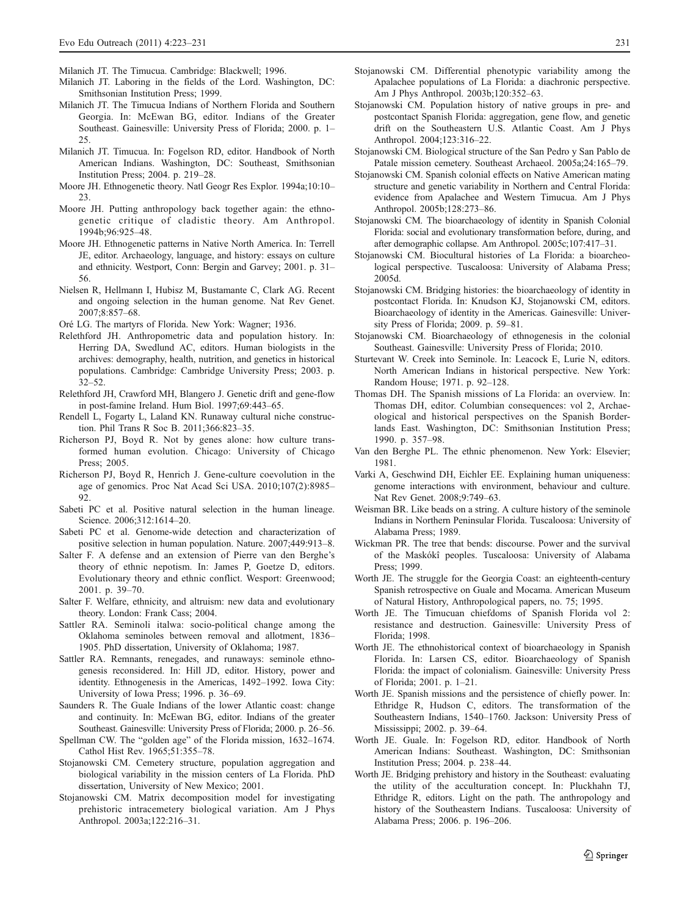Milanich JT. The Timucua. Cambridge: Blackwell; 1996.

Milanich JT. Laboring in the fields of the Lord. Washington, DC: Smithsonian Institution Press; 1999.

Milanich JT. The Timucua Indians of Northern Florida and Southern Georgia. In: McEwan BG, editor. Indians of the Greater Southeast. Gainesville: University Press of Florida; 2000. p. 1–25.

Milanich JT. Timucua. In: Fogelson RD, editor. Handbook of North American Indians. Washington, DC: Southeast, Smithsonian Institution Press; 2004. p. 219–28.

Moore JH. Ethnogenetic theory. Natl Geogr Res Explor. 1994a;10:10–23.

Moore JH. Putting anthropology back together again: the ethnogenetic critique of cladistic theory. Am Anthropol. 1994b;96:925–48.

Moore JH. Ethnogenetic patterns in Native North America. In: Terrell JE, editor. Archaeology, language, and history: essays on culture and ethnicity. Westport, Conn: Bergin and Garvey; 2001. p. 31–56.

Nielsen R, Hellmann I, Hubisz M, Bustamante C, Clark AG. Recent and ongoing selection in the human genome. Nat Rev Genet. 2007;8:857–68.

Oré LG. The martyrs of Florida. New York: Wagner; 1936.

Relethford JH. Anthropometric data and population history. In: Herring DA, Swedlund AC, editors. Human biologists in the archives: demography, health, nutrition, and genetics in historical populations. Cambridge: Cambridge University Press; 2003. p. 32–52.

Relethford JH, Crawford MH, Blangero J. Genetic drift and gene-flow in post-famine Ireland. Hum Biol. 1997;69:443–65.

Rendell L, Fogarty L, Laland KN. Runaway cultural niche construction. Phil Trans R Soc B. 2011;366:823–35.

Richerson PJ, Boyd R. Not by genes alone: how culture transformed human evolution. Chicago: University of Chicago Press; 2005.

Richerson PJ, Boyd R, Henrich J. Gene-culture coevolution in the age of genomics. Proc Nat Acad Sci USA. 2010;107(2):8985–92.

Sabeti PC et al. Positive natural selection in the human lineage. Science. 2006;312:1614–20.

Sabeti PC et al. Genome-wide detection and characterization of positive selection in human population. Nature. 2007;449:913–8.

Salter F. A defense and an extension of Pierre van den Berghe's theory of ethnic nepotism. In: James P, Goetze D, editors. Evolutionary theory and ethnic conflict. Wesport: Greenwood; 2001. p. 39–70.

Salter F. Welfare, ethnicity, and altruism: new data and evolutionary theory. London: Frank Cass; 2004.

Sattler RA. Seminoli italwa: socio-political change among the Oklahoma seminoles between removal and allotment, 1836–1905. PhD dissertation, University of Oklahoma; 1987.

Sattler RA. Remnants, renegades, and runaways: seminole ethnogenesis reconsidered. In: Hill JD, editor. History, power and identity. Ethnogenesis in the Americas, 1492–1992. Iowa City: University of Iowa Press; 1996. p. 36–69.

Saunders R. The Guale Indians of the lower Atlantic coast: change and continuity. In: McEwan BG, editor. Indians of the greater Southeast. Gainesville: University Press of Florida; 2000. p. 26–56.

Spellman CW. The "golden age" of the Florida mission, 1632–1674. Cathol Hist Rev. 1965;51:355–78.

Stojanowski CM. Cemetery structure, population aggregation and biological variability in the mission centers of La Florida. PhD dissertation, University of New Mexico; 2001.

Stojanowski CM. Matrix decomposition model for investigating prehistoric intracemetery biological variation. Am J Phys Anthropol. 2003a;122:216–31.

Stojanowski CM. Differential phenotypic variability among the Apalachee populations of La Florida: a diachronic perspective. Am J Phys Anthropol. 2003b;120:352–63.

Stojanowski CM. Population history of native groups in pre- and postcontact Spanish Florida: aggregation, gene flow, and genetic drift on the Southeastern U.S. Atlantic Coast. Am J Phys Anthropol. 2004;123:316–22.

Stojanowski CM. Biological structure of the San Pedro y San Pablo de Patale mission cemetery. Southeast Archaeol. 2005a;24:165–79.

Stojanowski CM. Spanish colonial effects on Native American mating structure and genetic variability in Northern and Central Florida: evidence from Apalachee and Western Timucua. Am J Phys Anthropol. 2005b;128:273–86.

Stojanowski CM. The bioarchaeology of identity in Spanish Colonial Florida: social and evolutionary transformation before, during, and after demographic collapse. Am Anthropol. 2005c;107:417–31.

Stojanowski CM. Biocultural histories of La Florida: a bioarcheological perspective. Tuscaloosa: University of Alabama Press; 2005d.

Stojanowski CM. Bridging histories: the bioarchaeology of identity in postcontact Florida. In: Knudson KJ, Stojanowski CM, editors. Bioarchaeology of identity in the Americas. Gainesville: University Press of Florida; 2009. p. 59–81.

Stojanowski CM. Bioarchaeology of ethnogenesis in the colonial Southeast. Gainesville: University Press of Florida; 2010.

Sturtevant W. Creek into Seminole. In: Leacock E, Lurie N, editors. North American Indians in historical perspective. New York: Random House; 1971. p. 92–128.

Thomas DH. The Spanish missions of La Florida: an overview. In: Thomas DH, editor. Columbian consequences: vol 2, Archaeological and historical perspectives on the Spanish Borderlands East. Washington, DC: Smithsonian Institution Press; 1990. p. 357–98.

Van den Berghe PL. The ethnic phenomenon. New York: Elsevier; 1981.

Varki A, Geschwind DH, Eichler EE. Explaining human uniqueness: genome interactions with environment, behaviour and culture. Nat Rev Genet. 2008;9:749–63.

Weisman BR. Like beads on a string. A culture history of the seminole Indians in Northern Peninsular Florida. Tuscaloosa: University of Alabama Press; 1989.

Wickman PR. The tree that bends: discourse. Power and the survival of the Maskókî peoples. Tuscaloosa: University of Alabama Press; 1999.

Worth JE. The struggle for the Georgia Coast: an eighteenth-century Spanish retrospective on Guale and Mocama. American Museum of Natural History, Anthropological papers, no. 75; 1995.

Worth JE. The Timucuan chiefdoms of Spanish Florida vol 2: resistance and destruction. Gainesville: University Press of Florida; 1998.

Worth JE. The ethnohistorical context of bioarchaeology in Spanish Florida. In: Larsen CS, editor. Bioarchaeology of Spanish Florida: the impact of colonialism. Gainesville: University Press of Florida; 2001. p. 1–21.

Worth JE. Spanish missions and the persistence of chiefly power. In: Ethridge R, Hudson C, editors. The transformation of the Southeastern Indians, 1540–1760. Jackson: University Press of Mississippi; 2002. p. 39–64.

Worth JE. Guale. In: Fogelson RD, editor. Handbook of North American Indians: Southeast. Washington, DC: Smithsonian Institution Press; 2004. p. 238–44.

Worth JE. Bridging prehistory and history in the Southeast: evaluating the utility of the acculturation concept. In: Pluckhahn TJ, Ethridge R, editors. Light on the path. The anthropology and history of the Southeastern Indians. Tuscaloosa: University of Alabama Press; 2006. p. 196–206.